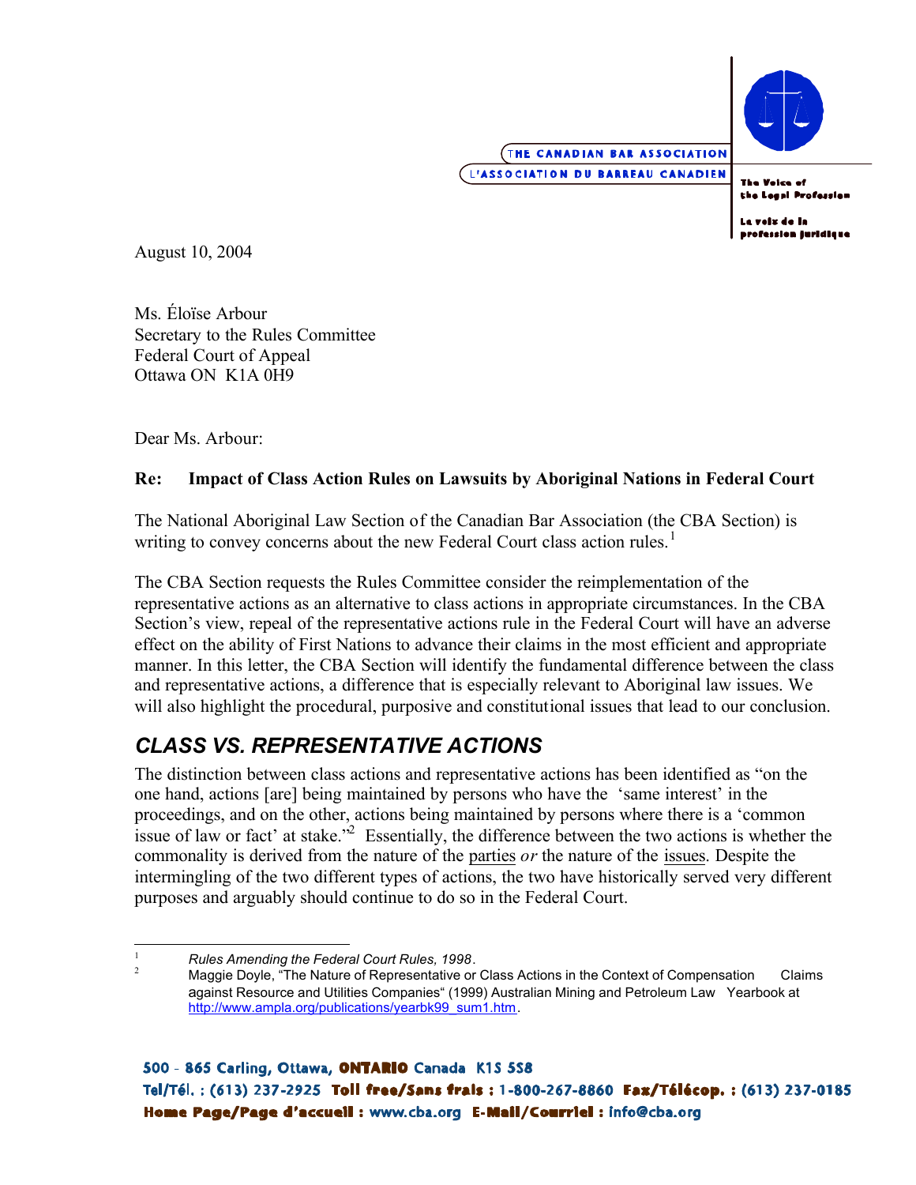THE CANADIAN BAR ASSOCIATION
L'ASSOCIATION DU BARREAU CANADIEN

The Voice of the Legal Profession

La voix de la profession juridique

August 10, 2004

Ms. Éloïse Arbour
Secretary to the Rules Committee
Federal Court of Appeal
Ottawa ON K1A 0H9

Dear Ms. Arbour:

**Re: Impact of Class Action Rules on Lawsuits by Aboriginal Nations in Federal Court**

The National Aboriginal Law Section of the Canadian Bar Association (the CBA Section) is writing to convey concerns about the new Federal Court class action rules.[1]

The CBA Section requests the Rules Committee consider the reimplementation of the representative actions as an alternative to class actions in appropriate circumstances. In the CBA Section's view, repeal of the representative actions rule in the Federal Court will have an adverse effect on the ability of First Nations to advance their claims in the most efficient and appropriate manner. In this letter, the CBA Section will identify the fundamental difference between the class and representative actions, a difference that is especially relevant to Aboriginal law issues. We will also highlight the procedural, purposive and constitutional issues that lead to our conclusion.

## *CLASS VS. REPRESENTATIVE ACTIONS*

The distinction between class actions and representative actions has been identified as "on the one hand, actions [are] being maintained by persons who have the 'same interest' in the proceedings, and on the other, actions being maintained by persons where there is a 'common issue of law or fact' at stake."[2] Essentially, the difference between the two actions is whether the commonality is derived from the nature of the <u>parties</u> *or* the nature of the <u>issues</u>. Despite the intermingling of the two different types of actions, the two have historically served very different purposes and arguably should continue to do so in the Federal Court.

---

[1] *Rules Amending the Federal Court Rules, 1998*.

[2] Maggie Doyle, "The Nature of Representative or Class Actions in the Context of Compensation Claims against Resource and Utilities Companies" (1999) Australian Mining and Petroleum Law Yearbook at http://www.ampla.org/publications/yearbk99_sum1.htm.

500 - 865 Carling, Ottawa, ONTARIO Canada K1S 5S8
Tel/Tél. : (613) 237-2925 Toll free/Sans frais : 1-800-267-8860 Fax/Télécop. : (613) 237-0185
Home Page/Page d'accueil : www.cba.org E-Mail/Courriel : info@cba.org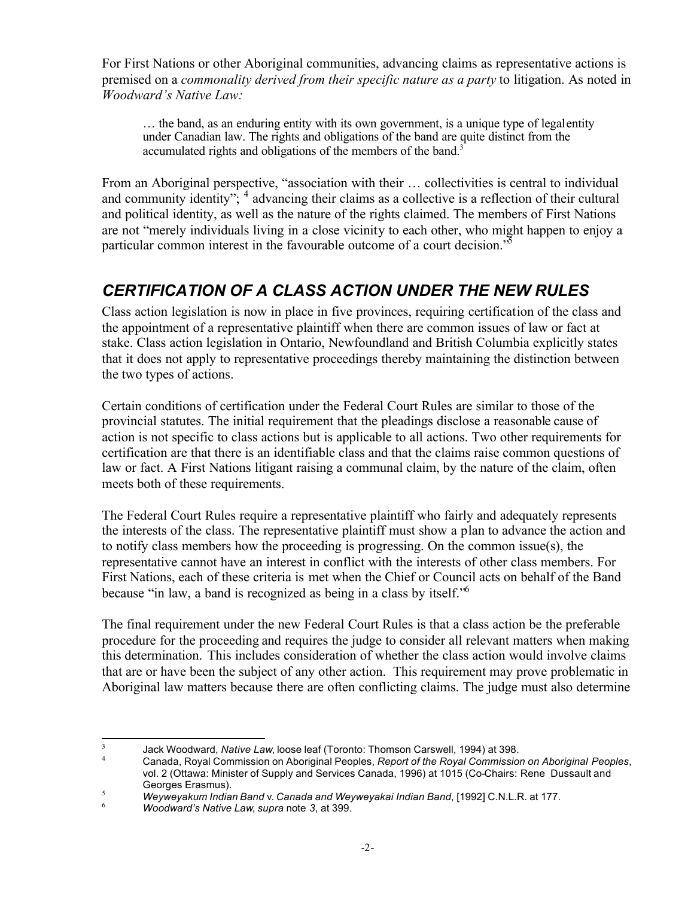For First Nations or other Aboriginal communities, advancing claims as representative actions is premised on a *commonality derived from their specific nature as a party* to litigation. As noted in *Woodward's Native Law:*

> … the band, as an enduring entity with its own government, is a unique type of legal entity under Canadian law. The rights and obligations of the band are quite distinct from the accumulated rights and obligations of the members of the band.[3]

From an Aboriginal perspective, "association with their … collectivities is central to individual and community identity"; [4] advancing their claims as a collective is a reflection of their cultural and political identity, as well as the nature of the rights claimed. The members of First Nations are not "merely individuals living in a close vicinity to each other, who might happen to enjoy a particular common interest in the favourable outcome of a court decision."[5]

## *CERTIFICATION OF A CLASS ACTION UNDER THE NEW RULES*

Class action legislation is now in place in five provinces, requiring certification of the class and the appointment of a representative plaintiff when there are common issues of law or fact at stake. Class action legislation in Ontario, Newfoundland and British Columbia explicitly states that it does not apply to representative proceedings thereby maintaining the distinction between the two types of actions.

Certain conditions of certification under the Federal Court Rules are similar to those of the provincial statutes. The initial requirement that the pleadings disclose a reasonable cause of action is not specific to class actions but is applicable to all actions. Two other requirements for certification are that there is an identifiable class and that the claims raise common questions of law or fact. A First Nations litigant raising a communal claim, by the nature of the claim, often meets both of these requirements.

The Federal Court Rules require a representative plaintiff who fairly and adequately represents the interests of the class. The representative plaintiff must show a plan to advance the action and to notify class members how the proceeding is progressing. On the common issue(s), the representative cannot have an interest in conflict with the interests of other class members. For First Nations, each of these criteria is met when the Chief or Council acts on behalf of the Band because "in law, a band is recognized as being in a class by itself."[6]

The final requirement under the new Federal Court Rules is that a class action be the preferable procedure for the proceeding and requires the judge to consider all relevant matters when making this determination. This includes consideration of whether the class action would involve claims that are or have been the subject of any other action. This requirement may prove problematic in Aboriginal law matters because there are often conflicting claims. The judge must also determine

---

[3] Jack Woodward, *Native Law*, loose leaf (Toronto: Thomson Carswell, 1994) at 398.

[4] Canada, Royal Commission on Aboriginal Peoples, *Report of the Royal Commission on Aboriginal Peoples*, vol. 2 (Ottawa: Minister of Supply and Services Canada, 1996) at 1015 (Co-Chairs: Rene Dussault and Georges Erasmus).

[5] *Weyweyakum Indian Band* v. *Canada and Weyweyakai Indian Band*, [1992] C.N.L.R. at 177.

[6] *Woodward's Native Law*, *supra* note *3*, at 399.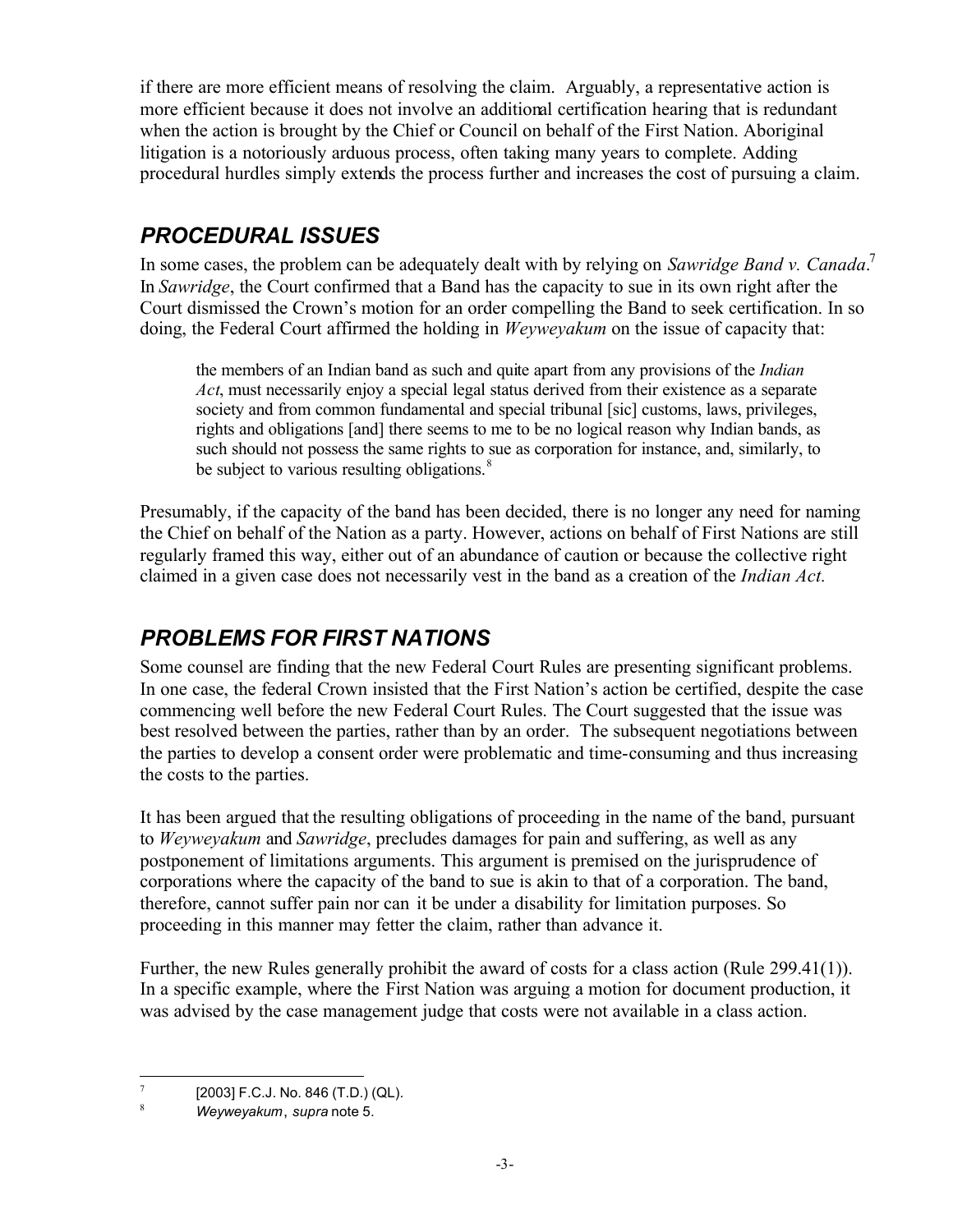if there are more efficient means of resolving the claim. Arguably, a representative action is more efficient because it does not involve an additional certification hearing that is redundant when the action is brought by the Chief or Council on behalf of the First Nation. Aboriginal litigation is a notoriously arduous process, often taking many years to complete. Adding procedural hurdles simply extends the process further and increases the cost of pursuing a claim.

## *PROCEDURAL ISSUES*

In some cases, the problem can be adequately dealt with by relying on *Sawridge Band v. Canada*.[7] In *Sawridge*, the Court confirmed that a Band has the capacity to sue in its own right after the Court dismissed the Crown's motion for an order compelling the Band to seek certification. In so doing, the Federal Court affirmed the holding in *Weyweyakum* on the issue of capacity that:

> the members of an Indian band as such and quite apart from any provisions of the *Indian Act*, must necessarily enjoy a special legal status derived from their existence as a separate society and from common fundamental and special tribunal [sic] customs, laws, privileges, rights and obligations [and] there seems to me to be no logical reason why Indian bands, as such should not possess the same rights to sue as corporation for instance, and, similarly, to be subject to various resulting obligations.[8]

Presumably, if the capacity of the band has been decided, there is no longer any need for naming the Chief on behalf of the Nation as a party. However, actions on behalf of First Nations are still regularly framed this way, either out of an abundance of caution or because the collective right claimed in a given case does not necessarily vest in the band as a creation of the *Indian Act.*

## *PROBLEMS FOR FIRST NATIONS*

Some counsel are finding that the new Federal Court Rules are presenting significant problems. In one case, the federal Crown insisted that the First Nation's action be certified, despite the case commencing well before the new Federal Court Rules. The Court suggested that the issue was best resolved between the parties, rather than by an order. The subsequent negotiations between the parties to develop a consent order were problematic and time-consuming and thus increasing the costs to the parties.

It has been argued that the resulting obligations of proceeding in the name of the band, pursuant to *Weyweyakum* and *Sawridge*, precludes damages for pain and suffering, as well as any postponement of limitations arguments. This argument is premised on the jurisprudence of corporations where the capacity of the band to sue is akin to that of a corporation. The band, therefore, cannot suffer pain nor can it be under a disability for limitation purposes. So proceeding in this manner may fetter the claim, rather than advance it.

Further, the new Rules generally prohibit the award of costs for a class action (Rule 299.41(1)). In a specific example, where the First Nation was arguing a motion for document production, it was advised by the case management judge that costs were not available in a class action.

---

[7] [2003] F.C.J. No. 846 (T.D.) (QL).

[8] *Weyweyakum*, *supra* note 5.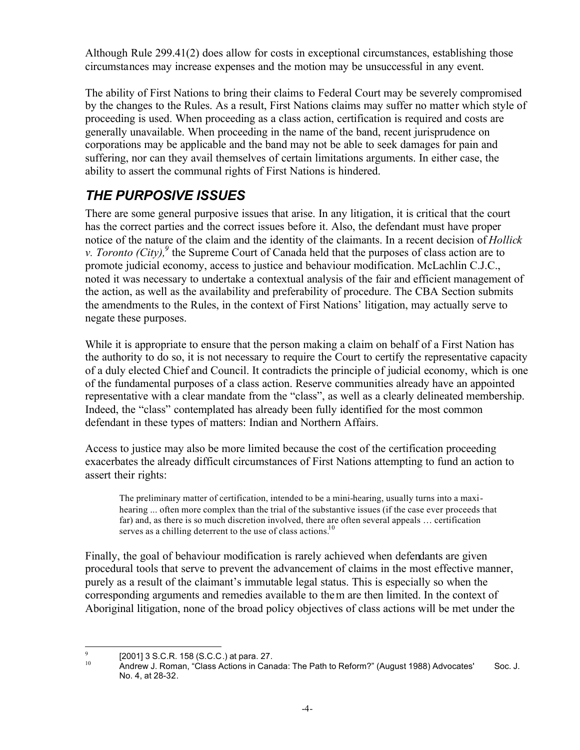Although Rule 299.41(2) does allow for costs in exceptional circumstances, establishing those circumstances may increase expenses and the motion may be unsuccessful in any event.

The ability of First Nations to bring their claims to Federal Court may be severely compromised by the changes to the Rules. As a result, First Nations claims may suffer no matter which style of proceeding is used. When proceeding as a class action, certification is required and costs are generally unavailable. When proceeding in the name of the band, recent jurisprudence on corporations may be applicable and the band may not be able to seek damages for pain and suffering, nor can they avail themselves of certain limitations arguments. In either case, the ability to assert the communal rights of First Nations is hindered.

## *THE PURPOSIVE ISSUES*

There are some general purposive issues that arise. In any litigation, it is critical that the court has the correct parties and the correct issues before it. Also, the defendant must have proper notice of the nature of the claim and the identity of the claimants. In a recent decision of *Hollick v. Toronto (City),*[9] the Supreme Court of Canada held that the purposes of class action are to promote judicial economy, access to justice and behaviour modification. McLachlin C.J.C., noted it was necessary to undertake a contextual analysis of the fair and efficient management of the action, as well as the availability and preferability of procedure. The CBA Section submits the amendments to the Rules, in the context of First Nations' litigation, may actually serve to negate these purposes.

While it is appropriate to ensure that the person making a claim on behalf of a First Nation has the authority to do so, it is not necessary to require the Court to certify the representative capacity of a duly elected Chief and Council. It contradicts the principle of judicial economy, which is one of the fundamental purposes of a class action. Reserve communities already have an appointed representative with a clear mandate from the "class", as well as a clearly delineated membership. Indeed, the "class" contemplated has already been fully identified for the most common defendant in these types of matters: Indian and Northern Affairs.

Access to justice may also be more limited because the cost of the certification proceeding exacerbates the already difficult circumstances of First Nations attempting to fund an action to assert their rights:

> The preliminary matter of certification, intended to be a mini-hearing, usually turns into a maxi-hearing ... often more complex than the trial of the substantive issues (if the case ever proceeds that far) and, as there is so much discretion involved, there are often several appeals … certification serves as a chilling deterrent to the use of class actions.[10]

Finally, the goal of behaviour modification is rarely achieved when defendants are given procedural tools that serve to prevent the advancement of claims in the most effective manner, purely as a result of the claimant's immutable legal status. This is especially so when the corresponding arguments and remedies available to them are then limited. In the context of Aboriginal litigation, none of the broad policy objectives of class actions will be met under the

---

[9] [2001] 3 S.C.R. 158 (S.C.C.) at para. 27.

[10] Andrew J. Roman, "Class Actions in Canada: The Path to Reform?" (August 1988) Advocates' Soc. J. No. 4, at 28-32.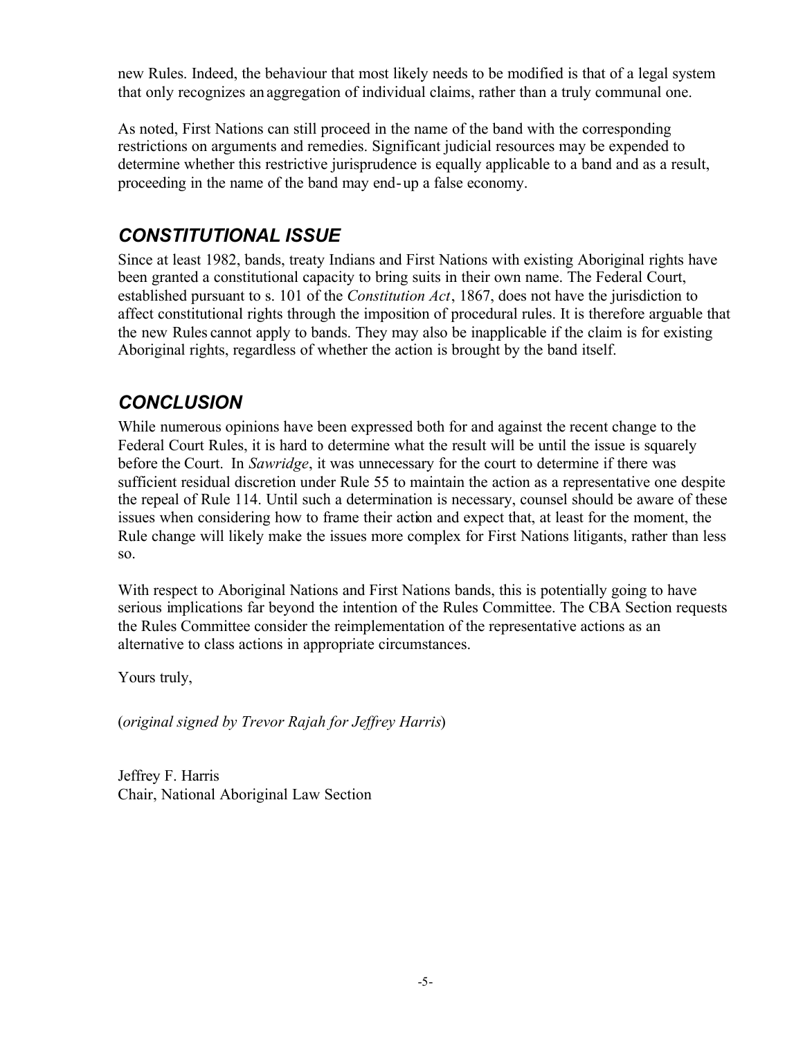new Rules. Indeed, the behaviour that most likely needs to be modified is that of a legal system that only recognizes an aggregation of individual claims, rather than a truly communal one.

As noted, First Nations can still proceed in the name of the band with the corresponding restrictions on arguments and remedies. Significant judicial resources may be expended to determine whether this restrictive jurisprudence is equally applicable to a band and as a result, proceeding in the name of the band may end-up a false economy.

## *CONSTITUTIONAL ISSUE*

Since at least 1982, bands, treaty Indians and First Nations with existing Aboriginal rights have been granted a constitutional capacity to bring suits in their own name. The Federal Court, established pursuant to s. 101 of the *Constitution Act*, 1867, does not have the jurisdiction to affect constitutional rights through the imposition of procedural rules. It is therefore arguable that the new Rules cannot apply to bands. They may also be inapplicable if the claim is for existing Aboriginal rights, regardless of whether the action is brought by the band itself.

## *CONCLUSION*

While numerous opinions have been expressed both for and against the recent change to the Federal Court Rules, it is hard to determine what the result will be until the issue is squarely before the Court. In *Sawridge*, it was unnecessary for the court to determine if there was sufficient residual discretion under Rule 55 to maintain the action as a representative one despite the repeal of Rule 114. Until such a determination is necessary, counsel should be aware of these issues when considering how to frame their action and expect that, at least for the moment, the Rule change will likely make the issues more complex for First Nations litigants, rather than less so.

With respect to Aboriginal Nations and First Nations bands, this is potentially going to have serious implications far beyond the intention of the Rules Committee. The CBA Section requests the Rules Committee consider the reimplementation of the representative actions as an alternative to class actions in appropriate circumstances.

Yours truly,

(*original signed by Trevor Rajah for Jeffrey Harris*)

Jeffrey F. Harris
Chair, National Aboriginal Law Section